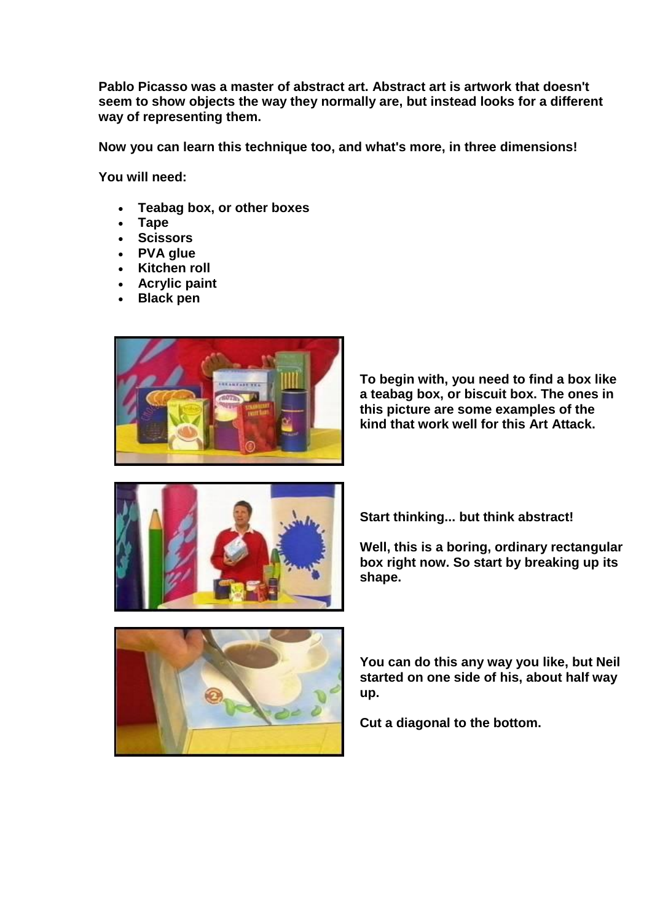**Pablo Picasso was a master of abstract art. Abstract art is artwork that doesn't seem to show objects the way they normally are, but instead looks for a different way of representing them.**

**Now you can learn this technique too, and what's more, in three dimensions!**

**You will need:**

- **Teabag box, or other boxes**
- **Tape**
- **Scissors**
- **PVA glue**
- **Kitchen roll**
- **Acrylic paint**
- **Black pen**

**To begin with, you need to find a box like a teabag box, or biscuit box. The ones in this picture are some examples of the kind that work well for this Art Attack.**

**Start thinking... but think abstract!**

**Well, this is a boring, ordinary rectangular box right now. So start by breaking up its shape.**

**You can do this any way you like, but Neil started on one side of his, about half way up.**

**Cut a diagonal to the bottom.**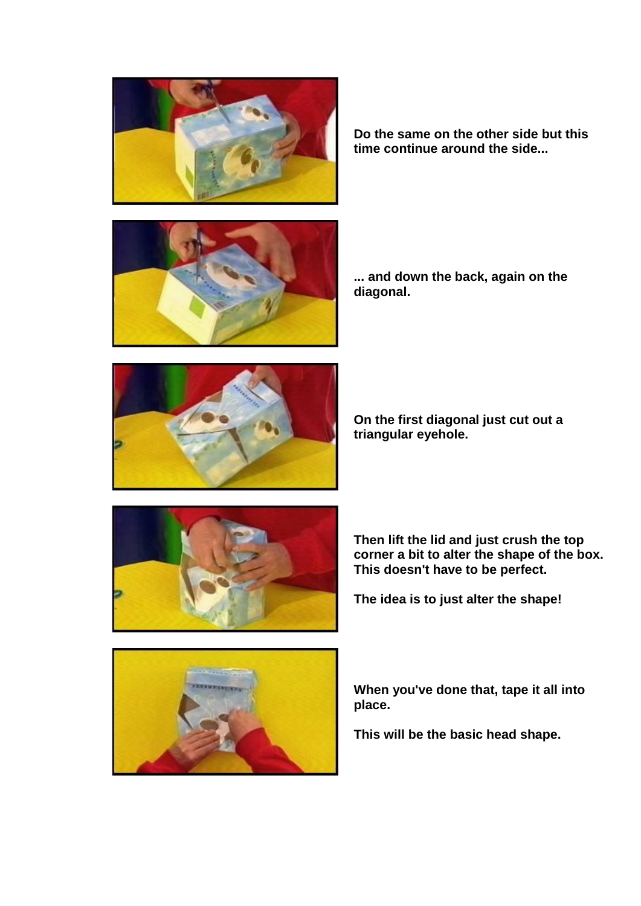**Do the same on the other side but this time continue around the side...**

**... and down the back, again on the diagonal.**

**On the first diagonal just cut out a triangular eyehole.**

**Then lift the lid and just crush the top corner a bit to alter the shape of the box. This doesn't have to be perfect.**

**The idea is to just alter the shape!**

**When you've done that, tape it all into place.**

**This will be the basic head shape.**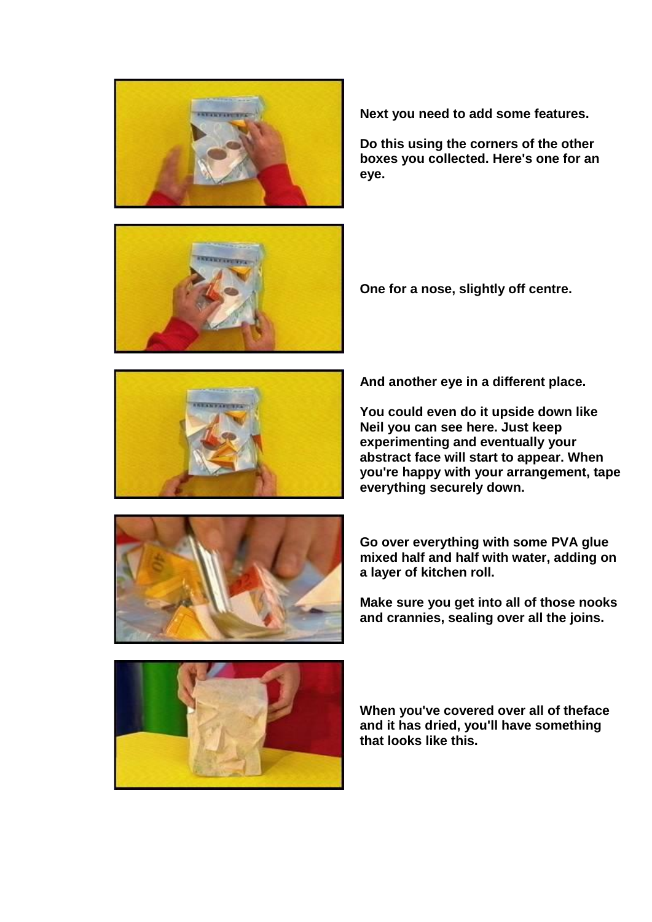**Next you need to add some features.**

**Do this using the corners of the other boxes you collected. Here's one for an eye.**

**One for a nose, slightly off centre.**

**And another eye in a different place.**

**You could even do it upside down like Neil you can see here. Just keep experimenting and eventually your abstract face will start to appear. When you're happy with your arrangement, tape everything securely down.**

**Go over everything with some PVA glue mixed half and half with water, adding on a layer of kitchen roll.**

**Make sure you get into all of those nooks and crannies, sealing over all the joins.**

**When you've covered over all of theface and it has dried, you'll have something that looks like this.**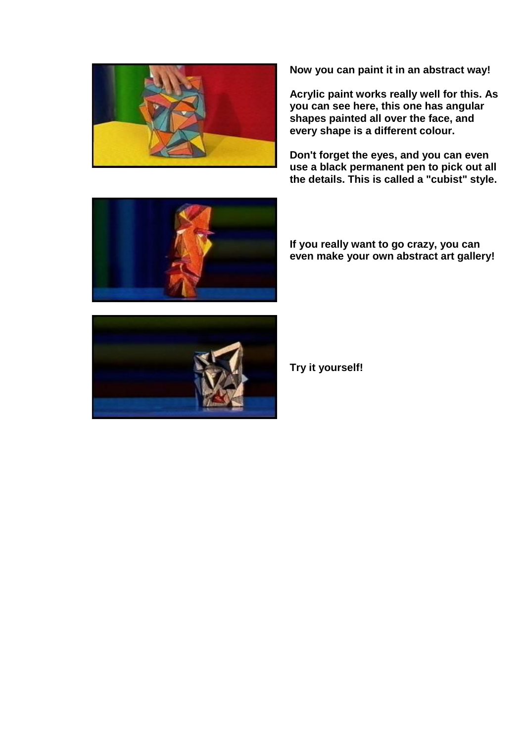**Now you can paint it in an abstract way!**

**Acrylic paint works really well for this. As you can see here, this one has angular shapes painted all over the face, and every shape is a different colour.**

**Don't forget the eyes, and you can even use a black permanent pen to pick out all the details. This is called a "cubist" style.**

**If you really want to go crazy, you can even make your own abstract art gallery!**

**Try it yourself!**